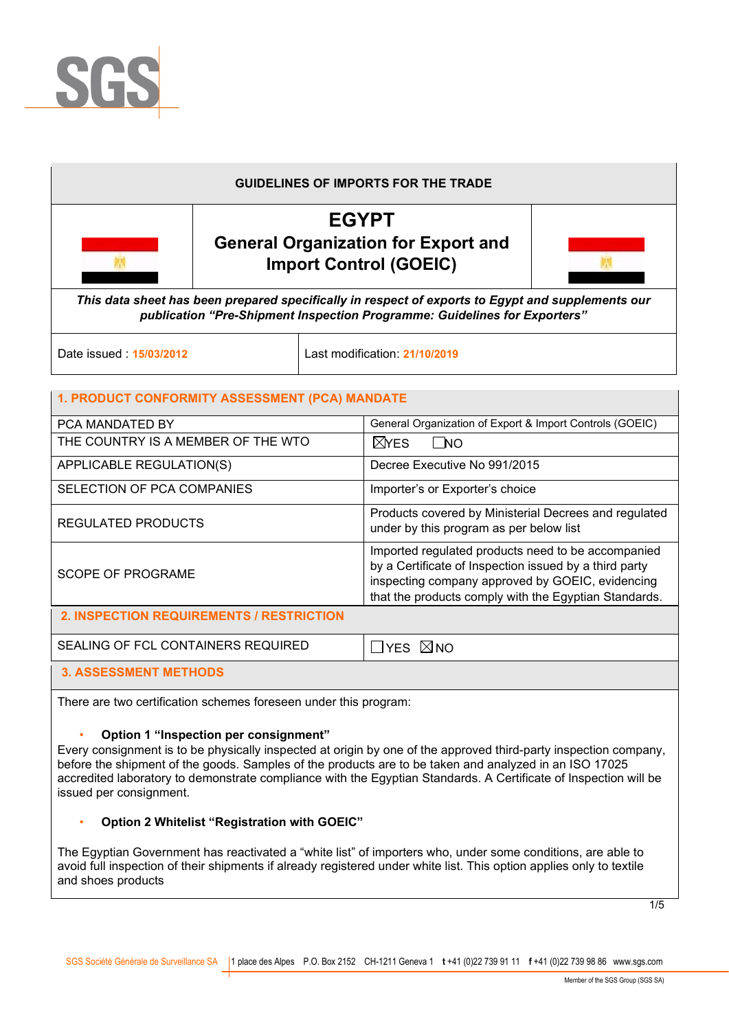SGS

**GUIDELINES OF IMPORTS FOR THE TRADE**

# EGYPT
## General Organization for Export and Import Control (GOEIC)

***This data sheet has been prepared specifically in respect of exports to Egypt and supplements our publication "Pre-Shipment Inspection Programme: Guidelines for Exporters"***

| Date issued : 15/03/2012 | Last modification: 21/10/2019 |
|---|---|

## 1. PRODUCT CONFORMITY ASSESSMENT (PCA) MANDATE

| | |
|---|---|
| PCA MANDATED BY | General Organization of Export & Import Controls (GOEIC) |
| THE COUNTRY IS A MEMBER OF THE WTO | ☒YES ☐NO |
| APPLICABLE REGULATION(S) | Decree Executive No 991/2015 |
| SELECTION OF PCA COMPANIES | Importer's or Exporter's choice |
| REGULATED PRODUCTS | Products covered by Ministerial Decrees and regulated under by this program as per below list |
| SCOPE OF PROGRAME | Imported regulated products need to be accompanied by a Certificate of Inspection issued by a third party inspecting company approved by GOEIC, evidencing that the products comply with the Egyptian Standards. |

## 2. INSPECTION REQUIREMENTS / RESTRICTION

| | |
|---|---|
| SEALING OF FCL CONTAINERS REQUIRED | ☐YES ☒NO |

## 3. ASSESSMENT METHODS

There are two certification schemes foreseen under this program:

- **Option 1 "Inspection per consignment"**

Every consignment is to be physically inspected at origin by one of the approved third-party inspection company, before the shipment of the goods. Samples of the products are to be taken and analyzed in an ISO 17025 accredited laboratory to demonstrate compliance with the Egyptian Standards. A Certificate of Inspection will be issued per consignment.

- **Option 2 Whitelist "Registration with GOEIC"**

The Egyptian Government has reactivated a "white list" of importers who, under some conditions, are able to avoid full inspection of their shipments if already registered under white list. This option applies only to textile and shoes products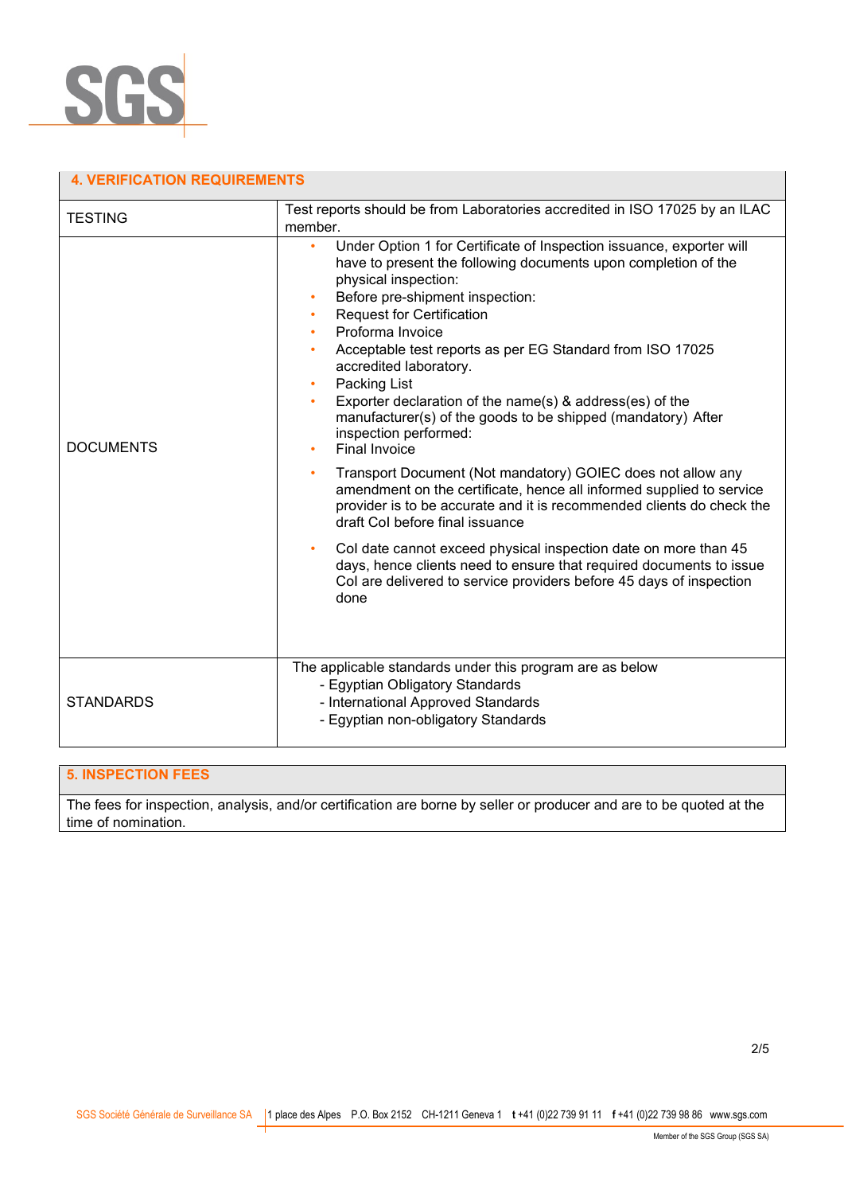## 4. VERIFICATION REQUIREMENTS

| | |
|---|---|
| TESTING | Test reports should be from Laboratories accredited in ISO 17025 by an ILAC member. |
| DOCUMENTS | • Under Option 1 for Certificate of Inspection issuance, exporter will have to present the following documents upon completion of the physical inspection:<br>• Before pre-shipment inspection:<br>• Request for Certification<br>• Proforma Invoice<br>• Acceptable test reports as per EG Standard from ISO 17025 accredited laboratory.<br>• Packing List<br>• Exporter declaration of the name(s) & address(es) of the manufacturer(s) of the goods to be shipped (mandatory) After inspection performed:<br>• Final Invoice<br>• Transport Document (Not mandatory) GOIEC does not allow any amendment on the certificate, hence all informed supplied to service provider is to be accurate and it is recommended clients do check the draft CoI before final issuance<br>• CoI date cannot exceed physical inspection date on more than 45 days, hence clients need to ensure that required documents to issue CoI are delivered to service providers before 45 days of inspection done |
| STANDARDS | The applicable standards under this program are as below<br>- Egyptian Obligatory Standards<br>- International Approved Standards<br>- Egyptian non-obligatory Standards |

## 5. INSPECTION FEES

The fees for inspection, analysis, and/or certification are borne by seller or producer and are to be quoted at the time of nomination.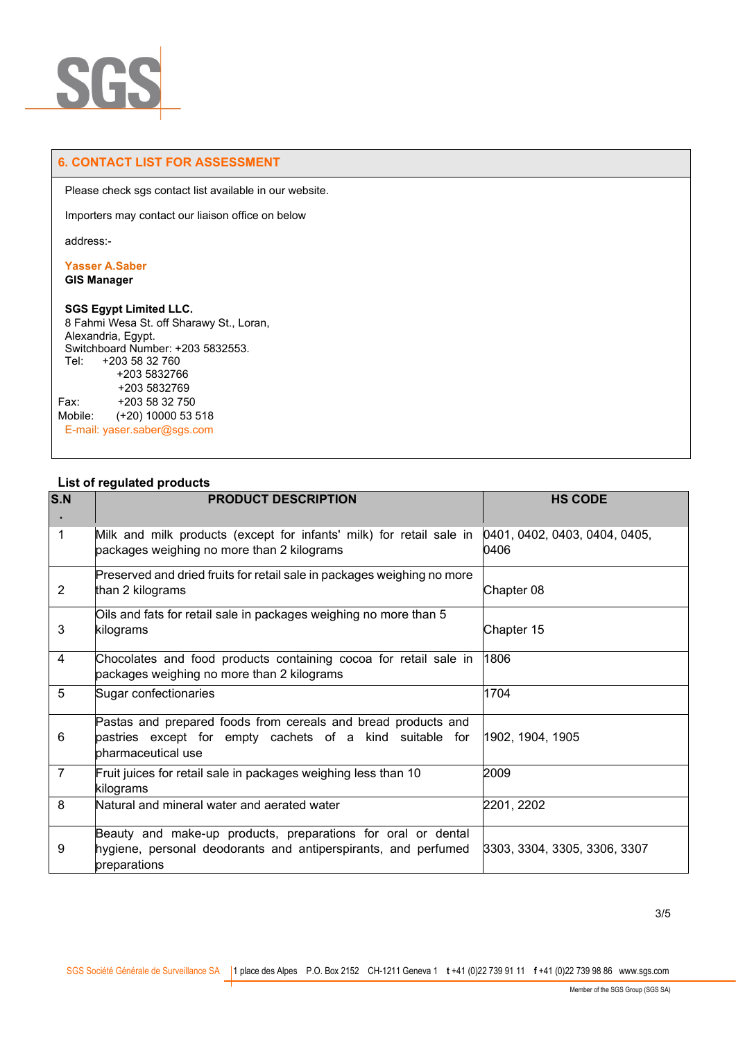## 6. CONTACT LIST FOR ASSESSMENT

Please check sgs contact list available in our website.

Importers may contact our liaison office on below

address:-

**Yasser A.Saber**
**GIS Manager**

**SGS Egypt Limited LLC.**
8 Fahmi Wesa St. off Sharawy St., Loran,
Alexandria, Egypt.
Switchboard Number: +203 5832553.
Tel: +203 58 32 760
+203 5832766
+203 5832769
Fax: +203 58 32 750
Mobile: (+20) 10000 53 518
E-mail: yaser.saber@sgs.com

**List of regulated products**

| S.N. | PRODUCT DESCRIPTION | HS CODE |
|---|---|---|
| 1 | Milk and milk products (except for infants' milk) for retail sale in packages weighing no more than 2 kilograms | 0401, 0402, 0403, 0404, 0405, 0406 |
| 2 | Preserved and dried fruits for retail sale in packages weighing no more than 2 kilograms | Chapter 08 |
| 3 | Oils and fats for retail sale in packages weighing no more than 5 kilograms | Chapter 15 |
| 4 | Chocolates and food products containing cocoa for retail sale in packages weighing no more than 2 kilograms | 1806 |
| 5 | Sugar confectionaries | 1704 |
| 6 | Pastas and prepared foods from cereals and bread products and pastries except for empty cachets of a kind suitable for pharmaceutical use | 1902, 1904, 1905 |
| 7 | Fruit juices for retail sale in packages weighing less than 10 kilograms | 2009 |
| 8 | Natural and mineral water and aerated water | 2201, 2202 |
| 9 | Beauty and make-up products, preparations for oral or dental hygiene, personal deodorants and antiperspirants, and perfumed preparations | 3303, 3304, 3305, 3306, 3307 |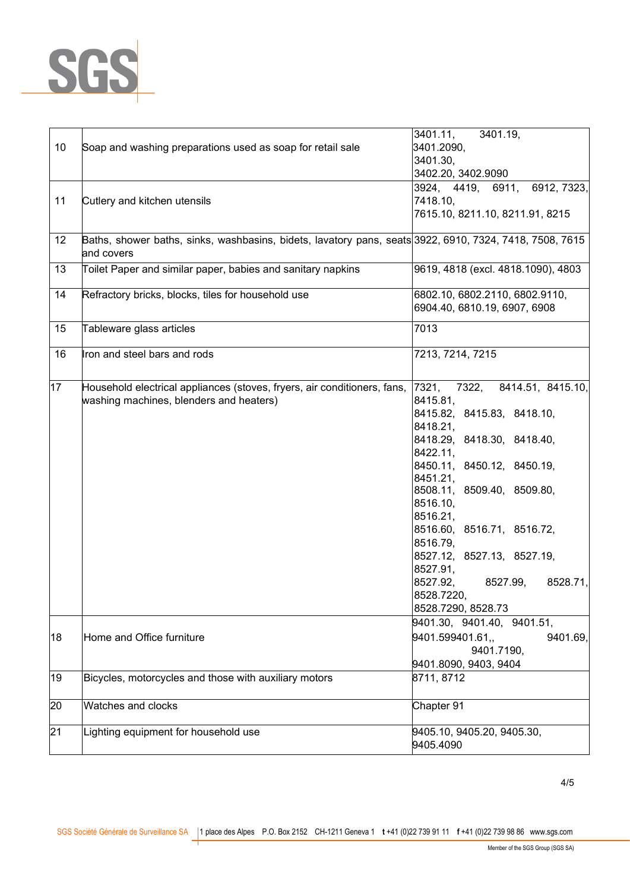| | | |
|---|---|---|
| 10 | Soap and washing preparations used as soap for retail sale | 3401.11, 3401.19, 3401.2090, 3401.30, 3402.20, 3402.9090 |
| 11 | Cutlery and kitchen utensils | 3924, 4419, 6911, 6912, 7323, 7418.10, 7615.10, 8211.10, 8211.91, 8215 |
| 12 | Baths, shower baths, sinks, washbasins, bidets, lavatory pans, seats and covers | 3922, 6910, 7324, 7418, 7508, 7615 |
| 13 | Toilet Paper and similar paper, babies and sanitary napkins | 9619, 4818 (excl. 4818.1090), 4803 |
| 14 | Refractory bricks, blocks, tiles for household use | 6802.10, 6802.2110, 6802.9110, 6904.40, 6810.19, 6907, 6908 |
| 15 | Tableware glass articles | 7013 |
| 16 | Iron and steel bars and rods | 7213, 7214, 7215 |
| 17 | Household electrical appliances (stoves, fryers, air conditioners, fans, washing machines, blenders and heaters) | 7321, 7322, 8414.51, 8415.10, 8415.81, 8415.82, 8415.83, 8418.10, 8418.21, 8418.29, 8418.30, 8418.40, 8422.11, 8450.11, 8450.12, 8450.19, 8451.21, 8508.11, 8509.40, 8509.80, 8516.10, 8516.21, 8516.60, 8516.71, 8516.72, 8516.79, 8527.12, 8527.13, 8527.19, 8527.91, 8527.92, 8527.99, 8528.71, 8528.7220, 8528.7290, 8528.73 |
| 18 | Home and Office furniture | 9401.30, 9401.40, 9401.51, 9401.599401.61,, 9401.69, 9401.7190, 9401.8090, 9403, 9404 |
| 19 | Bicycles, motorcycles and those with auxiliary motors | 8711, 8712 |
| 20 | Watches and clocks | Chapter 91 |
| 21 | Lighting equipment for household use | 9405.10, 9405.20, 9405.30, 9405.4090 |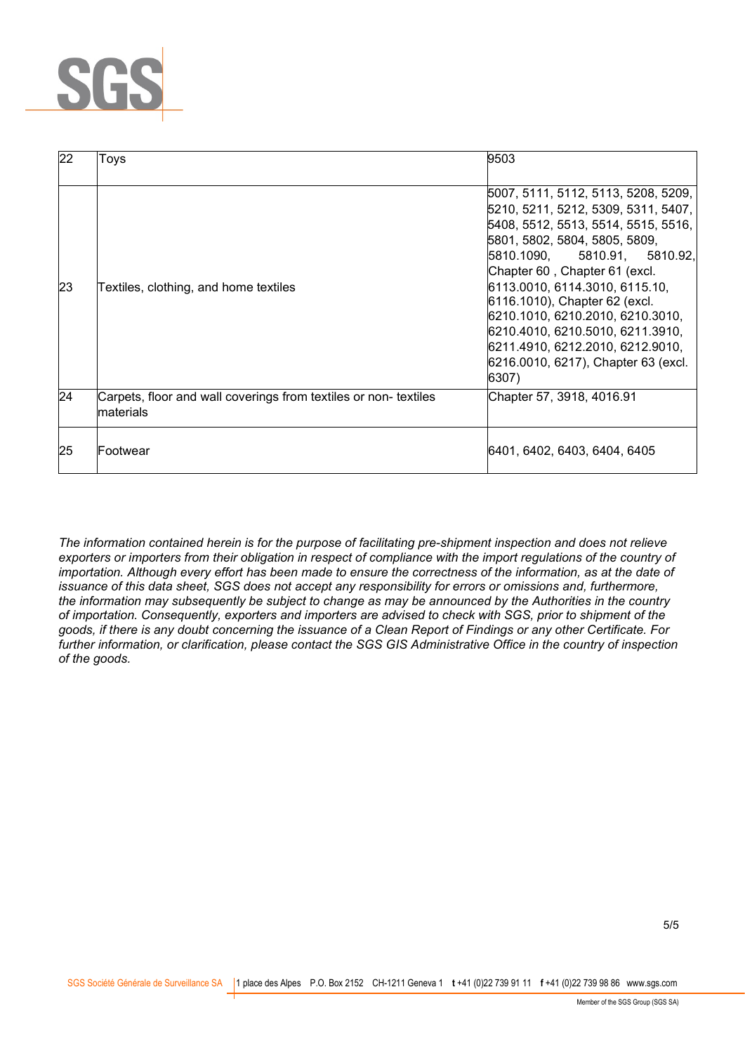| | | |
|---|---|---|
| 22 | Toys | 9503 |
| 23 | Textiles, clothing, and home textiles | 5007, 5111, 5112, 5113, 5208, 5209, 5210, 5211, 5212, 5309, 5311, 5407, 5408, 5512, 5513, 5514, 5515, 5516, 5801, 5802, 5804, 5805, 5809, 5810.1090, 5810.91, 5810.92, Chapter 60 , Chapter 61 (excl. 6113.0010, 6114.3010, 6115.10, 6116.1010), Chapter 62 (excl. 6210.1010, 6210.2010, 6210.3010, 6210.4010, 6210.5010, 6211.3910, 6211.4910, 6212.2010, 6212.9010, 6216.0010, 6217), Chapter 63 (excl. 6307) |
| 24 | Carpets, floor and wall coverings from textiles or non- textiles materials | Chapter 57, 3918, 4016.91 |
| 25 | Footwear | 6401, 6402, 6403, 6404, 6405 |

*The information contained herein is for the purpose of facilitating pre-shipment inspection and does not relieve exporters or importers from their obligation in respect of compliance with the import regulations of the country of importation. Although every effort has been made to ensure the correctness of the information, as at the date of issuance of this data sheet, SGS does not accept any responsibility for errors or omissions and, furthermore, the information may subsequently be subject to change as may be announced by the Authorities in the country of importation. Consequently, exporters and importers are advised to check with SGS, prior to shipment of the goods, if there is any doubt concerning the issuance of a Clean Report of Findings or any other Certificate. For further information, or clarification, please contact the SGS GIS Administrative Office in the country of inspection of the goods.*